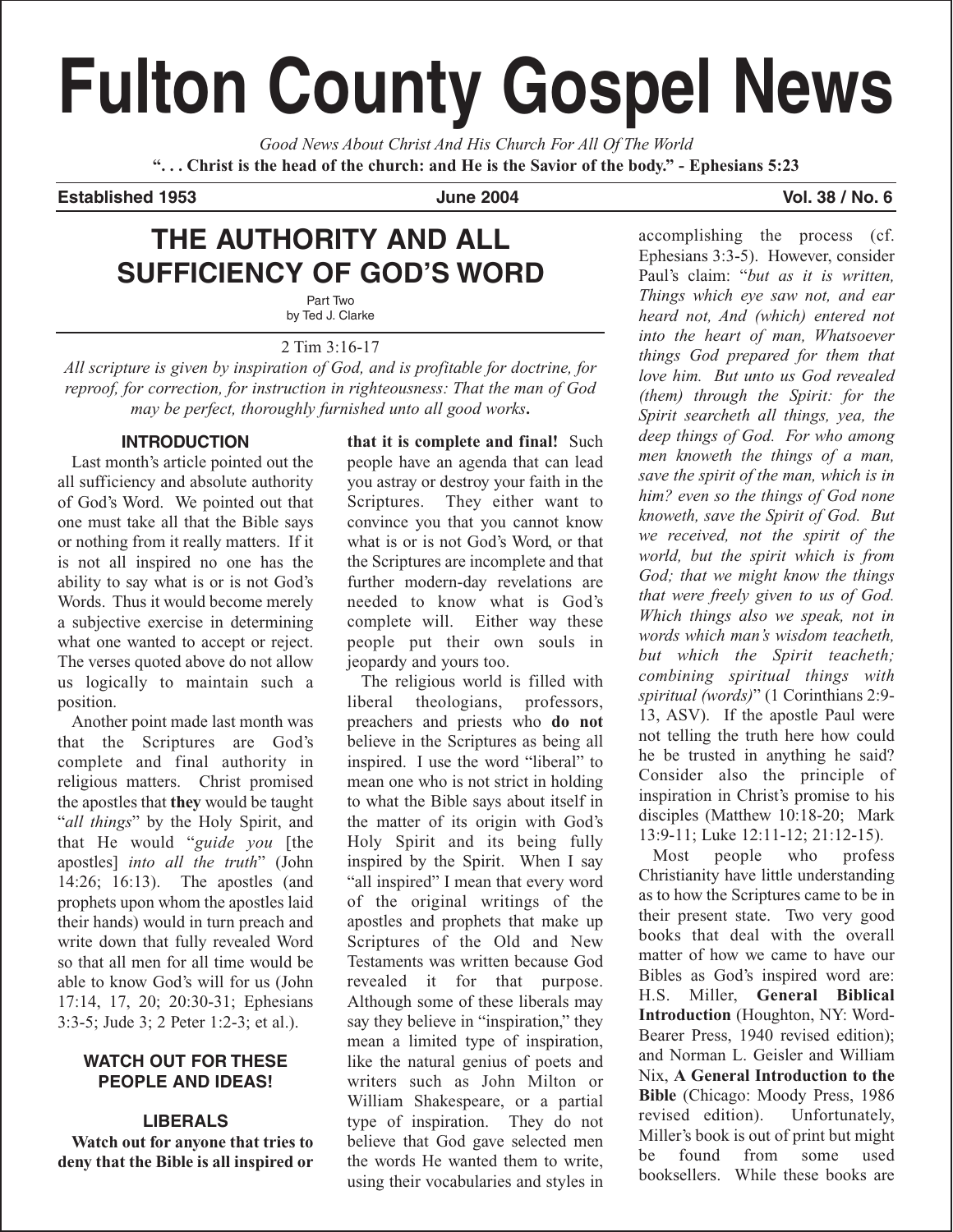# Fulton County Gospel News

*Good News About Christ And His Church For All Of The World*

**". . . Christ is the head of the church: and He is the Savior of the body." - Ephesians 5:23**

**Established 1953** | **June 2004** | **Vol. 38 / No. 6**

## THE AUTHORITY AND ALL SUFFICIENCY OF GOD'S WORD

Part Two
by Ted J. Clarke

2 Tim 3:16-17

*All scripture is given by inspiration of God, and is profitable for doctrine, for reproof, for correction, for instruction in righteousness: That the man of God may be perfect, thoroughly furnished unto all good works***.**

### INTRODUCTION

Last month's article pointed out the all sufficiency and absolute authority of God's Word. We pointed out that one must take all that the Bible says or nothing from it really matters. If it is not all inspired no one has the ability to say what is or is not God's Words. Thus it would become merely a subjective exercise in determining what one wanted to accept or reject. The verses quoted above do not allow us logically to maintain such a position.

Another point made last month was that the Scriptures are God's complete and final authority in religious matters. Christ promised the apostles that **they** would be taught "*all things*" by the Holy Spirit, and that He would "*guide you* [the apostles] *into all the truth*" (John 14:26; 16:13). The apostles (and prophets upon whom the apostles laid their hands) would in turn preach and write down that fully revealed Word so that all men for all time would be able to know God's will for us (John 17:14, 17, 20; 20:30-31; Ephesians 3:3-5; Jude 3; 2 Peter 1:2-3; et al.).

### WATCH OUT FOR THESE PEOPLE AND IDEAS!

#### LIBERALS

**Watch out for anyone that tries to deny that the Bible is all inspired or that it is complete and final!** Such people have an agenda that can lead you astray or destroy your faith in the Scriptures. They either want to convince you that you cannot know what is or is not God's Word, or that the Scriptures are incomplete and that further modern-day revelations are needed to know what is God's complete will. Either way these people put their own souls in jeopardy and yours too.

The religious world is filled with liberal theologians, professors, preachers and priests who **do not** believe in the Scriptures as being all inspired. I use the word "liberal" to mean one who is not strict in holding to what the Bible says about itself in the matter of its origin with God's Holy Spirit and its being fully inspired by the Spirit. When I say "all inspired" I mean that every word of the original writings of the apostles and prophets that make up Scriptures of the Old and New Testaments was written because God revealed it for that purpose. Although some of these liberals may say they believe in "inspiration," they mean a limited type of inspiration, like the natural genius of poets and writers such as John Milton or William Shakespeare, or a partial type of inspiration. They do not believe that God gave selected men the words He wanted them to write, using their vocabularies and styles in accomplishing the process (cf. Ephesians 3:3-5). However, consider Paul's claim: "*but as it is written, Things which eye saw not, and ear heard not, And (which) entered not into the heart of man, Whatsoever things God prepared for them that love him. But unto us God revealed (them) through the Spirit: for the Spirit searcheth all things, yea, the deep things of God. For who among men knoweth the things of a man, save the spirit of the man, which is in him? even so the things of God none knoweth, save the Spirit of God. But we received, not the spirit of the world, but the spirit which is from God; that we might know the things that were freely given to us of God. Which things also we speak, not in words which man's wisdom teacheth, but which the Spirit teacheth; combining spiritual things with spiritual (words)*" (1 Corinthians 2:9-13, ASV). If the apostle Paul were not telling the truth here how could he be trusted in anything he said? Consider also the principle of inspiration in Christ's promise to his disciples (Matthew 10:18-20; Mark 13:9-11; Luke 12:11-12; 21:12-15).

Most people who profess Christianity have little understanding as to how the Scriptures came to be in their present state. Two very good books that deal with the overall matter of how we came to have our Bibles as God's inspired word are: H.S. Miller, **General Biblical Introduction** (Houghton, NY: Word-Bearer Press, 1940 revised edition); and Norman L. Geisler and William Nix, **A General Introduction to the Bible** (Chicago: Moody Press, 1986 revised edition). Unfortunately, Miller's book is out of print but might be found from some used booksellers. While these books are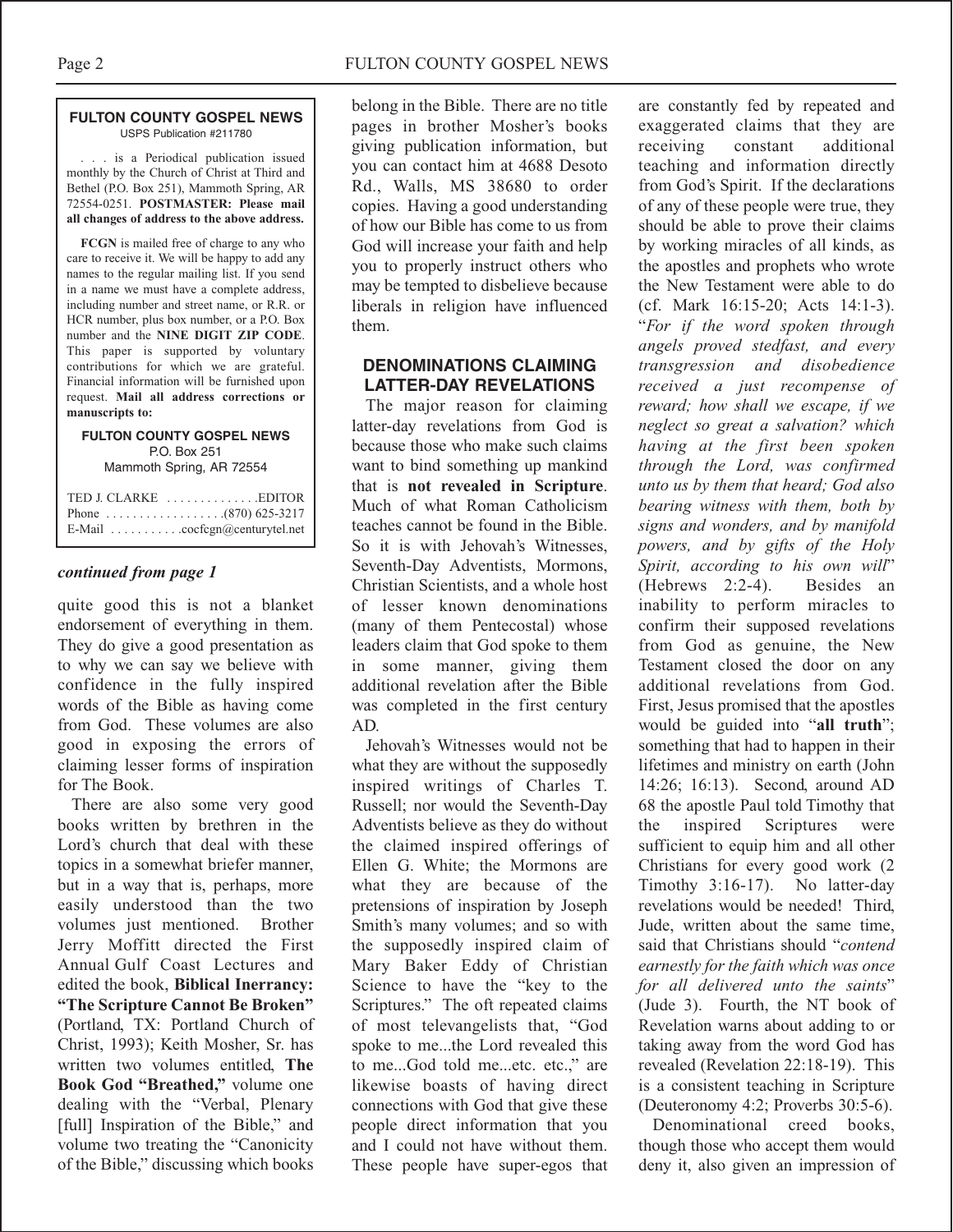**FULTON COUNTY GOSPEL NEWS**
USPS Publication #211780

. . . is a Periodical publication issued monthly by the Church of Christ at Third and Bethel (P.O. Box 251), Mammoth Spring, AR 72554-0251. **POSTMASTER: Please mail all changes of address to the above address.**

**FCGN** is mailed free of charge to any who care to receive it. We will be happy to add any names to the regular mailing list. If you send in a name we must have a complete address, including number and street name, or R.R. or HCR number, plus box number, or a P.O. Box number and the **NINE DIGIT ZIP CODE**. This paper is supported by voluntary contributions for which we are grateful. Financial information will be furnished upon request. **Mail all address corrections or manuscripts to:**

**FULTON COUNTY GOSPEL NEWS**
P.O. Box 251
Mammoth Spring, AR 72554

TED J. CLARKE . . . . . . . . . . . . . EDITOR
Phone . . . . . . . . . . . . . . . . . (870) 625-3217
E-Mail . . . . . . . . . . cocfcgn@centurytel.net

***continued from page 1***

quite good this is not a blanket endorsement of everything in them. They do give a good presentation as to why we can say we believe with confidence in the fully inspired words of the Bible as having come from God. These volumes are also good in exposing the errors of claiming lesser forms of inspiration for The Book.

There are also some very good books written by brethren in the Lord's church that deal with these topics in a somewhat briefer manner, but in a way that is, perhaps, more easily understood than the two volumes just mentioned. Brother Jerry Moffitt directed the First Annual Gulf Coast Lectures and edited the book, **Biblical Inerrancy: "The Scripture Cannot Be Broken"** (Portland, TX: Portland Church of Christ, 1993); Keith Mosher, Sr. has written two volumes entitled, **The Book God "Breathed,"** volume one dealing with the "Verbal, Plenary [full] Inspiration of the Bible," and volume two treating the "Canonicity of the Bible," discussing which books belong in the Bible. There are no title pages in brother Mosher's books giving publication information, but you can contact him at 4688 Desoto Rd., Walls, MS 38680 to order copies. Having a good understanding of how our Bible has come to us from God will increase your faith and help you to properly instruct others who may be tempted to disbelieve because liberals in religion have influenced them.

## DENOMINATIONS CLAIMING LATTER-DAY REVELATIONS

The major reason for claiming latter-day revelations from God is because those who make such claims want to bind something up mankind that is **not revealed in Scripture**. Much of what Roman Catholicism teaches cannot be found in the Bible. So it is with Jehovah's Witnesses, Seventh-Day Adventists, Mormons, Christian Scientists, and a whole host of lesser known denominations (many of them Pentecostal) whose leaders claim that God spoke to them in some manner, giving them additional revelation after the Bible was completed in the first century AD.

Jehovah's Witnesses would not be what they are without the supposedly inspired writings of Charles T. Russell; nor would the Seventh-Day Adventists believe as they do without the claimed inspired offerings of Ellen G. White; the Mormons are what they are because of the pretensions of inspiration by Joseph Smith's many volumes; and so with the supposedly inspired claim of Mary Baker Eddy of Christian Science to have the "key to the Scriptures." The oft repeated claims of most televangelists that, "God spoke to me...the Lord revealed this to me...God told me...etc. etc.," are likewise boasts of having direct connections with God that give these people direct information that you and I could not have without them. These people have super-egos that are constantly fed by repeated and exaggerated claims that they are receiving constant additional teaching and information directly from God's Spirit. If the declarations of any of these people were true, they should be able to prove their claims by working miracles of all kinds, as the apostles and prophets who wrote the New Testament were able to do (cf. Mark 16:15-20; Acts 14:1-3). "*For if the word spoken through angels proved stedfast, and every transgression and disobedience received a just recompense of reward; how shall we escape, if we neglect so great a salvation? which having at the first been spoken through the Lord, was confirmed unto us by them that heard; God also bearing witness with them, both by signs and wonders, and by manifold powers, and by gifts of the Holy Spirit, according to his own will*" (Hebrews 2:2-4). Besides an inability to perform miracles to confirm their supposed revelations from God as genuine, the New Testament closed the door on any additional revelations from God. First, Jesus promised that the apostles would be guided into "**all truth**"; something that had to happen in their lifetimes and ministry on earth (John 14:26; 16:13). Second, around AD 68 the apostle Paul told Timothy that the inspired Scriptures were sufficient to equip him and all other Christians for every good work (2 Timothy 3:16-17). No latter-day revelations would be needed! Third, Jude, written about the same time, said that Christians should "*contend earnestly for the faith which was once for all delivered unto the saints*" (Jude 3). Fourth, the NT book of Revelation warns about adding to or taking away from the word God has revealed (Revelation 22:18-19). This is a consistent teaching in Scripture (Deuteronomy 4:2; Proverbs 30:5-6).

Denominational creed books, though those who accept them would deny it, also given an impression of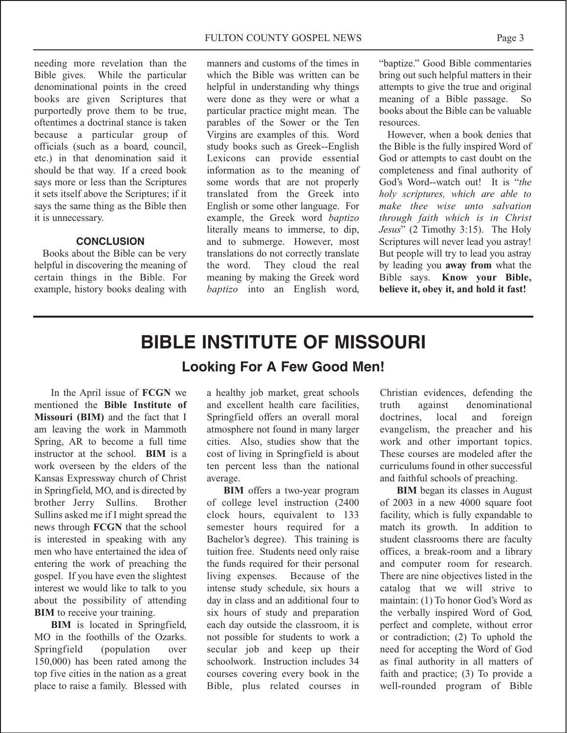needing more revelation than the Bible gives. While the particular denominational points in the creed books are given Scriptures that purportedly prove them to be true, oftentimes a doctrinal stance is taken because a particular group of officials (such as a board, council, etc.) in that denomination said it should be that way. If a creed book says more or less than the Scriptures it sets itself above the Scriptures; if it says the same thing as the Bible then it is unnecessary.

#### CONCLUSION

Books about the Bible can be very helpful in discovering the meaning of certain things in the Bible. For example, history books dealing with manners and customs of the times in which the Bible was written can be helpful in understanding why things were done as they were or what a particular practice might mean. The parables of the Sower or the Ten Virgins are examples of this. Word study books such as Greek--English Lexicons can provide essential information as to the meaning of some words that are not properly translated from the Greek into English or some other language. For example, the Greek word *baptizo* literally means to immerse, to dip, and to submerge. However, most translations do not correctly translate the word. They cloud the real meaning by making the Greek word *baptizo* into an English word, "baptize." Good Bible commentaries bring out such helpful matters in their attempts to give the true and original meaning of a Bible passage. So books about the Bible can be valuable resources.

However, when a book denies that the Bible is the fully inspired Word of God or attempts to cast doubt on the completeness and final authority of God's Word--watch out! It is "*the holy scriptures, which are able to make thee wise unto salvation through faith which is in Christ Jesus*" (2 Timothy 3:15). The Holy Scriptures will never lead you astray! But people will try to lead you astray by leading you **away from** what the Bible says. **Know your Bible, believe it, obey it, and hold it fast!**

# BIBLE INSTITUTE OF MISSOURI

## Looking For A Few Good Men!

In the April issue of **FCGN** we mentioned the **Bible Institute of Missouri (BIM)** and the fact that I am leaving the work in Mammoth Spring, AR to become a full time instructor at the school. **BIM** is a work overseen by the elders of the Kansas Expressway church of Christ in Springfield, MO, and is directed by brother Jerry Sullins. Brother Sullins asked me if I might spread the news through **FCGN** that the school is interested in speaking with any men who have entertained the idea of entering the work of preaching the gospel. If you have even the slightest interest we would like to talk to you about the possibility of attending **BIM** to receive your training.

**BIM** is located in Springfield, MO in the foothills of the Ozarks. Springfield (population over 150,000) has been rated among the top five cities in the nation as a great place to raise a family. Blessed with a healthy job market, great schools and excellent health care facilities, Springfield offers an overall moral atmosphere not found in many larger cities. Also, studies show that the cost of living in Springfield is about ten percent less than the national average.

**BIM** offers a two-year program of college level instruction (2400 clock hours, equivalent to 133 semester hours required for a Bachelor's degree). This training is tuition free. Students need only raise the funds required for their personal living expenses. Because of the intense study schedule, six hours a day in class and an additional four to six hours of study and preparation each day outside the classroom, it is not possible for students to work a secular job and keep up their schoolwork. Instruction includes 34 courses covering every book in the Bible, plus related courses in Christian evidences, defending the truth against denominational doctrines, local and foreign evangelism, the preacher and his work and other important topics. These courses are modeled after the curriculums found in other successful and faithful schools of preaching.

**BIM** began its classes in August of 2003 in a new 4000 square foot facility, which is fully expandable to match its growth. In addition to student classrooms there are faculty offices, a break-room and a library and computer room for research. There are nine objectives listed in the catalog that we will strive to maintain: (1) To honor God's Word as the verbally inspired Word of God, perfect and complete, without error or contradiction; (2) To uphold the need for accepting the Word of God as final authority in all matters of faith and practice; (3) To provide a well-rounded program of Bible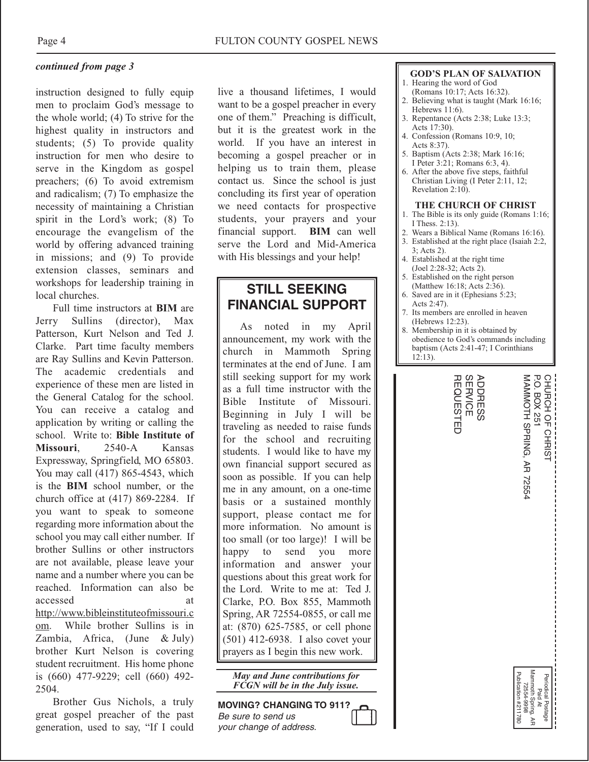*continued from page 3*

instruction designed to fully equip men to proclaim God's message to the whole world; (4) To strive for the highest quality in instructors and students; (5) To provide quality instruction for men who desire to serve in the Kingdom as gospel preachers; (6) To avoid extremism and radicalism; (7) To emphasize the necessity of maintaining a Christian spirit in the Lord's work; (8) To encourage the evangelism of the world by offering advanced training in missions; and (9) To provide extension classes, seminars and workshops for leadership training in local churches.

Full time instructors at **BIM** are Jerry Sullins (director), Max Patterson, Kurt Nelson and Ted J. Clarke. Part time faculty members are Ray Sullins and Kevin Patterson. The academic credentials and experience of these men are listed in the General Catalog for the school. You can receive a catalog and application by writing or calling the school. Write to: **Bible Institute of Missouri**, 2540-A Kansas Expressway, Springfield, MO 65803. You may call (417) 865-4543, which is the **BIM** school number, or the church office at (417) 869-2284. If you want to speak to someone regarding more information about the school you may call either number. If brother Sullins or other instructors are not available, please leave your name and a number where you can be reached. Information can also be accessed at http://www.bibleinstituteofmissouri.com. While brother Sullins is in Zambia, Africa, (June & July) brother Kurt Nelson is covering student recruitment. His home phone is (660) 477-9229; cell (660) 492-2504.

Brother Gus Nichols, a truly great gospel preacher of the past generation, used to say, "If I could live a thousand lifetimes, I would want to be a gospel preacher in every one of them." Preaching is difficult, but it is the greatest work in the world. If you have an interest in becoming a gospel preacher or in helping us to train them, please contact us. Since the school is just concluding its first year of operation we need contacts for prospective students, your prayers and your financial support. **BIM** can well serve the Lord and Mid-America with His blessings and your help!

## STILL SEEKING FINANCIAL SUPPORT

As noted in my April announcement, my work with the church in Mammoth Spring terminates at the end of June. I am still seeking support for my work as a full time instructor with the Bible Institute of Missouri. Beginning in July I will be traveling as needed to raise funds for the school and recruiting students. I would like to have my own financial support secured as soon as possible. If you can help me in any amount, on a one-time basis or a sustained monthly support, please contact me for more information. No amount is too small (or too large)! I will be happy to send you more information and answer your questions about this great work for the Lord. Write to me at: Ted J. Clarke, P.O. Box 855, Mammoth Spring, AR 72554-0855, or call me at: (870) 625-7585, or cell phone (501) 412-6938. I also covet your prayers as I begin this new work.

***May and June contributions for FCGN will be in the July issue.***

**MOVING? CHANGING TO 911?**
*Be sure to send us your change of address.*

### GOD'S PLAN OF SALVATION

1. Hearing the word of God (Romans 10:17; Acts 16:32).
2. Believing what is taught (Mark 16:16; Hebrews 11:6).
3. Repentance (Acts 2:38; Luke 13:3; Acts 17:30).
4. Confession (Romans 10:9, 10; Acts 8:37).
5. Baptism (Acts 2:38; Mark 16:16; I Peter 3:21; Romans 6:3, 4).
6. After the above five steps, faithful Christian Living (I Peter 2:11, 12; Revelation 2:10).

### THE CHURCH OF CHRIST

1. The Bible is its only guide (Romans 1:16; I Thess. 2:13).
2. Wears a Biblical Name (Romans 16:16).
3. Established at the right place (Isaiah 2:2, 3; Acts 2).
4. Established at the right time (Joel 2:28-32; Acts 2).
5. Established on the right person (Matthew 16:18; Acts 2:36).
6. Saved are in it (Ephesians 5:23; Acts 2:47).
7. Its members are enrolled in heaven (Hebrews 12:23).
8. Membership in it is obtained by obedience to God's commands including baptism (Acts 2:41-47; I Corinthians 12:13).

CHURCH OF CHRIST
P.O. BOX 251
MAMMOTH SPRING, AR 72554

ADDRESS
SERVICE
REQUESTED

Periodical Postage
Paid At
Mammoth Spring, AR
72554-9998
Publication #211780